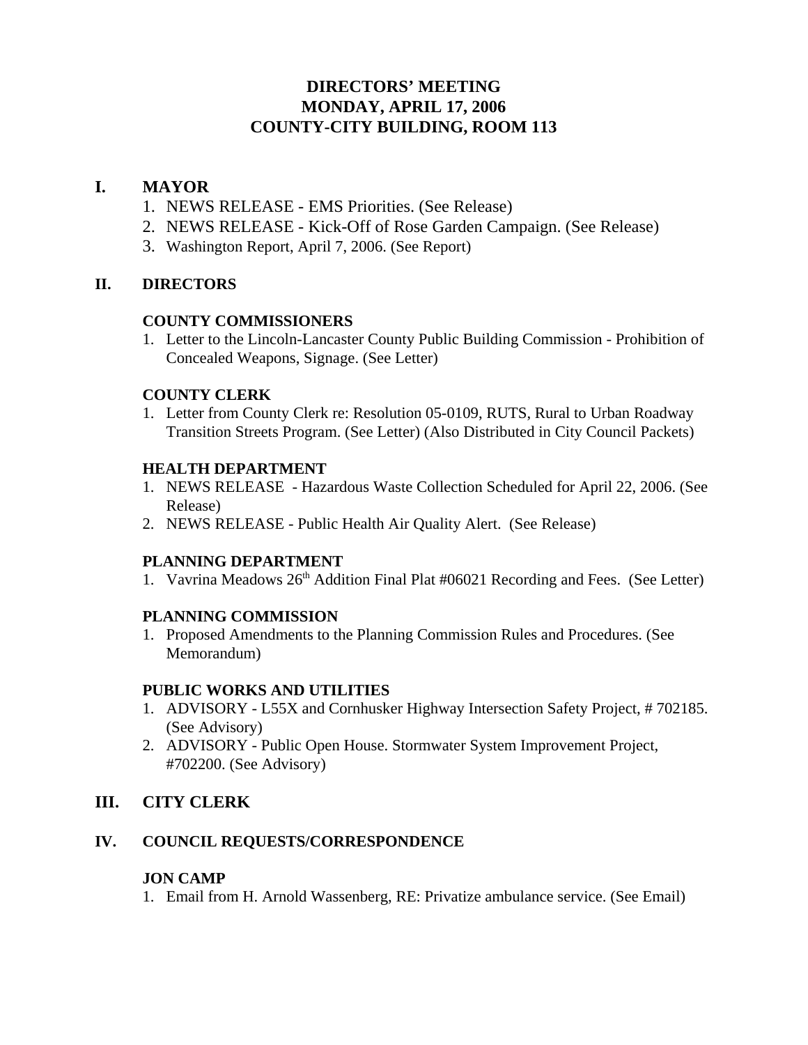# DIRECTORS' MEETING
# MONDAY, APRIL 17, 2006
# COUNTY-CITY BUILDING, ROOM 113

## I. MAYOR

1. NEWS RELEASE - EMS Priorities. (See Release)
2. NEWS RELEASE - Kick-Off of Rose Garden Campaign. (See Release)
3. Washington Report, April 7, 2006. (See Report)

## II. DIRECTORS

### COUNTY COMMISSIONERS

1. Letter to the Lincoln-Lancaster County Public Building Commission - Prohibition of Concealed Weapons, Signage. (See Letter)

### COUNTY CLERK

1. Letter from County Clerk re: Resolution 05-0109, RUTS, Rural to Urban Roadway Transition Streets Program. (See Letter) (Also Distributed in City Council Packets)

### HEALTH DEPARTMENT

1. NEWS RELEASE - Hazardous Waste Collection Scheduled for April 22, 2006. (See Release)
2. NEWS RELEASE - Public Health Air Quality Alert. (See Release)

### PLANNING DEPARTMENT

1. Vavrina Meadows 26th Addition Final Plat #06021 Recording and Fees. (See Letter)

### PLANNING COMMISSION

1. Proposed Amendments to the Planning Commission Rules and Procedures. (See Memorandum)

### PUBLIC WORKS AND UTILITIES

1. ADVISORY - L55X and Cornhusker Highway Intersection Safety Project, # 702185. (See Advisory)
2. ADVISORY - Public Open House. Stormwater System Improvement Project, #702200. (See Advisory)

## III. CITY CLERK

## IV. COUNCIL REQUESTS/CORRESPONDENCE

### JON CAMP

1. Email from H. Arnold Wassenberg, RE: Privatize ambulance service. (See Email)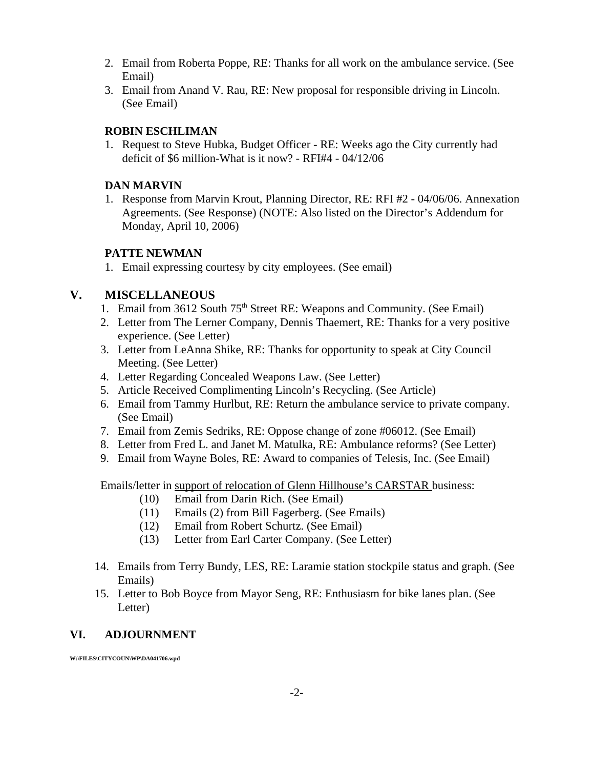2. Email from Roberta Poppe, RE: Thanks for all work on the ambulance service. (See Email)
3. Email from Anand V. Rau, RE: New proposal for responsible driving in Lincoln. (See Email)

**ROBIN ESCHLIMAN**

1. Request to Steve Hubka, Budget Officer - RE: Weeks ago the City currently had deficit of $6 million-What is it now? - RFI#4 - 04/12/06

**DAN MARVIN**

1. Response from Marvin Krout, Planning Director, RE: RFI #2 - 04/06/06. Annexation Agreements. (See Response) (NOTE: Also listed on the Director's Addendum for Monday, April 10, 2006)

**PATTE NEWMAN**

1. Email expressing courtesy by city employees. (See email)

## V. MISCELLANEOUS

1. Email from 3612 South 75th Street RE: Weapons and Community. (See Email)
2. Letter from The Lerner Company, Dennis Thaemert, RE: Thanks for a very positive experience. (See Letter)
3. Letter from LeAnna Shike, RE: Thanks for opportunity to speak at City Council Meeting. (See Letter)
4. Letter Regarding Concealed Weapons Law. (See Letter)
5. Article Received Complimenting Lincoln's Recycling. (See Article)
6. Email from Tammy Hurlbut, RE: Return the ambulance service to private company. (See Email)
7. Email from Zemis Sedriks, RE: Oppose change of zone #06012. (See Email)
8. Letter from Fred L. and Janet M. Matulka, RE: Ambulance reforms? (See Letter)
9. Email from Wayne Boles, RE: Award to companies of Telesis, Inc. (See Email)

Emails/letter in support of relocation of Glenn Hillhouse's CARSTAR business:

(10) Email from Darin Rich. (See Email)
(11) Emails (2) from Bill Fagerberg. (See Emails)
(12) Email from Robert Schurtz. (See Email)
(13) Letter from Earl Carter Company. (See Letter)

14. Emails from Terry Bundy, LES, RE: Laramie station stockpile status and graph. (See Emails)
15. Letter to Bob Boyce from Mayor Seng, RE: Enthusiasm for bike lanes plan. (See Letter)

## VI. ADJOURNMENT

W:\FILES\CITYCOUN\WP\DA041706.wpd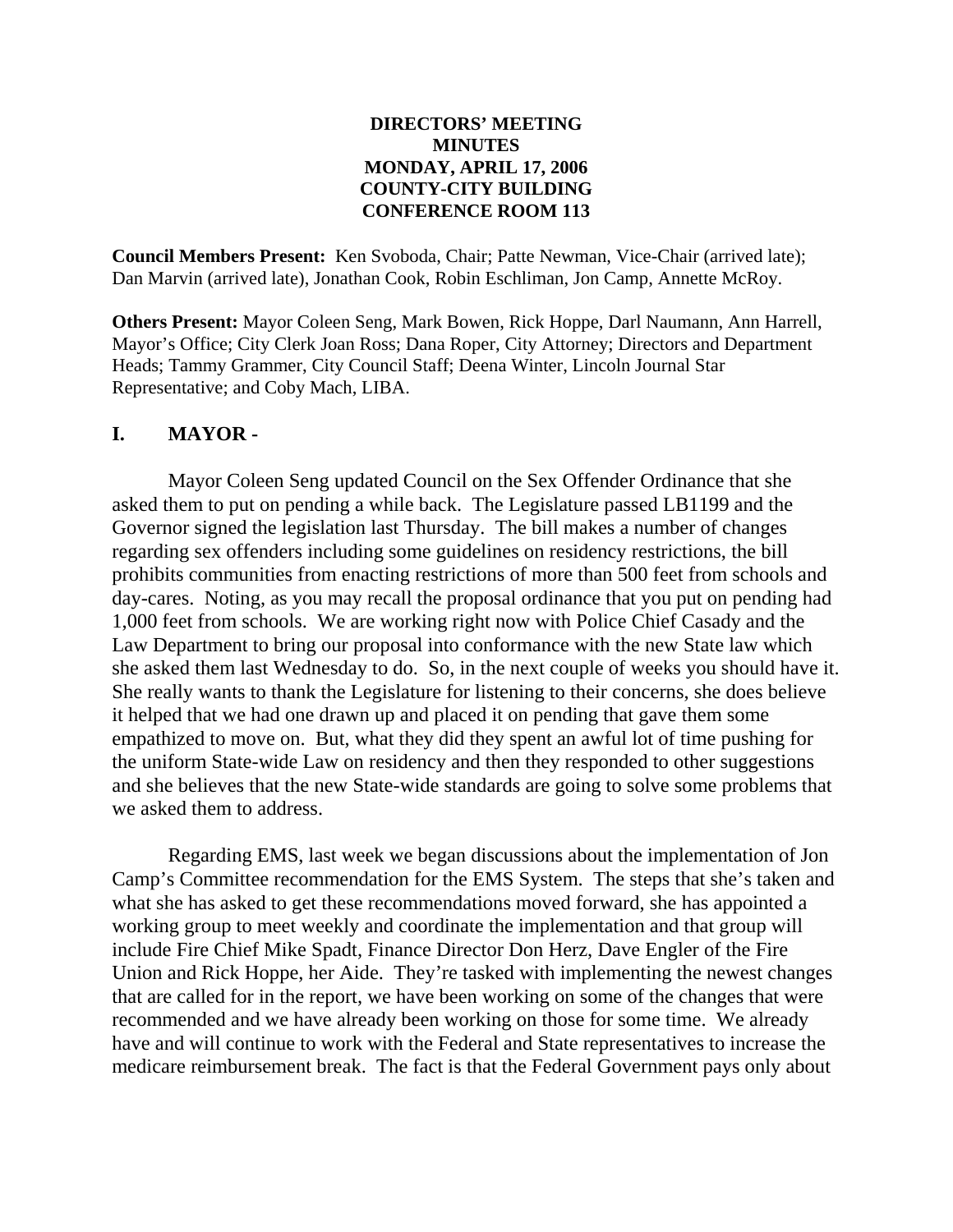**DIRECTORS' MEETING**
**MINUTES**
**MONDAY, APRIL 17, 2006**
**COUNTY-CITY BUILDING**
**CONFERENCE ROOM 113**

**Council Members Present:** Ken Svoboda, Chair; Patte Newman, Vice-Chair (arrived late); Dan Marvin (arrived late), Jonathan Cook, Robin Eschliman, Jon Camp, Annette McRoy.

**Others Present:** Mayor Coleen Seng, Mark Bowen, Rick Hoppe, Darl Naumann, Ann Harrell, Mayor's Office; City Clerk Joan Ross; Dana Roper, City Attorney; Directors and Department Heads; Tammy Grammer, City Council Staff; Deena Winter, Lincoln Journal Star Representative; and Coby Mach, LIBA.

## I. MAYOR -

Mayor Coleen Seng updated Council on the Sex Offender Ordinance that she asked them to put on pending a while back. The Legislature passed LB1199 and the Governor signed the legislation last Thursday. The bill makes a number of changes regarding sex offenders including some guidelines on residency restrictions, the bill prohibits communities from enacting restrictions of more than 500 feet from schools and day-cares. Noting, as you may recall the proposal ordinance that you put on pending had 1,000 feet from schools. We are working right now with Police Chief Casady and the Law Department to bring our proposal into conformance with the new State law which she asked them last Wednesday to do. So, in the next couple of weeks you should have it. She really wants to thank the Legislature for listening to their concerns, she does believe it helped that we had one drawn up and placed it on pending that gave them some empathized to move on. But, what they did they spent an awful lot of time pushing for the uniform State-wide Law on residency and then they responded to other suggestions and she believes that the new State-wide standards are going to solve some problems that we asked them to address.

Regarding EMS, last week we began discussions about the implementation of Jon Camp's Committee recommendation for the EMS System. The steps that she's taken and what she has asked to get these recommendations moved forward, she has appointed a working group to meet weekly and coordinate the implementation and that group will include Fire Chief Mike Spadt, Finance Director Don Herz, Dave Engler of the Fire Union and Rick Hoppe, her Aide. They're tasked with implementing the newest changes that are called for in the report, we have been working on some of the changes that were recommended and we have already been working on those for some time. We already have and will continue to work with the Federal and State representatives to increase the medicare reimbursement break. The fact is that the Federal Government pays only about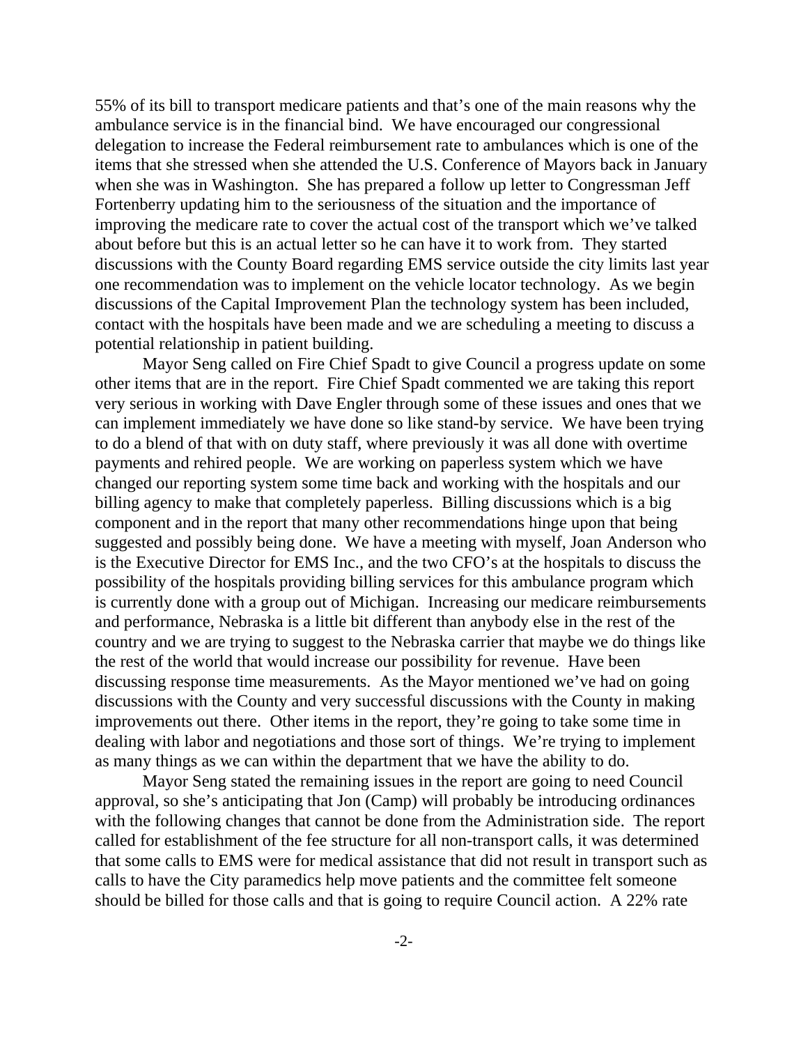55% of its bill to transport medicare patients and that's one of the main reasons why the ambulance service is in the financial bind. We have encouraged our congressional delegation to increase the Federal reimbursement rate to ambulances which is one of the items that she stressed when she attended the U.S. Conference of Mayors back in January when she was in Washington. She has prepared a follow up letter to Congressman Jeff Fortenberry updating him to the seriousness of the situation and the importance of improving the medicare rate to cover the actual cost of the transport which we've talked about before but this is an actual letter so he can have it to work from. They started discussions with the County Board regarding EMS service outside the city limits last year one recommendation was to implement on the vehicle locator technology. As we begin discussions of the Capital Improvement Plan the technology system has been included, contact with the hospitals have been made and we are scheduling a meeting to discuss a potential relationship in patient building.

Mayor Seng called on Fire Chief Spadt to give Council a progress update on some other items that are in the report. Fire Chief Spadt commented we are taking this report very serious in working with Dave Engler through some of these issues and ones that we can implement immediately we have done so like stand-by service. We have been trying to do a blend of that with on duty staff, where previously it was all done with overtime payments and rehired people. We are working on paperless system which we have changed our reporting system some time back and working with the hospitals and our billing agency to make that completely paperless. Billing discussions which is a big component and in the report that many other recommendations hinge upon that being suggested and possibly being done. We have a meeting with myself, Joan Anderson who is the Executive Director for EMS Inc., and the two CFO's at the hospitals to discuss the possibility of the hospitals providing billing services for this ambulance program which is currently done with a group out of Michigan. Increasing our medicare reimbursements and performance, Nebraska is a little bit different than anybody else in the rest of the country and we are trying to suggest to the Nebraska carrier that maybe we do things like the rest of the world that would increase our possibility for revenue. Have been discussing response time measurements. As the Mayor mentioned we've had on going discussions with the County and very successful discussions with the County in making improvements out there. Other items in the report, they're going to take some time in dealing with labor and negotiations and those sort of things. We're trying to implement as many things as we can within the department that we have the ability to do.

Mayor Seng stated the remaining issues in the report are going to need Council approval, so she's anticipating that Jon (Camp) will probably be introducing ordinances with the following changes that cannot be done from the Administration side. The report called for establishment of the fee structure for all non-transport calls, it was determined that some calls to EMS were for medical assistance that did not result in transport such as calls to have the City paramedics help move patients and the committee felt someone should be billed for those calls and that is going to require Council action. A 22% rate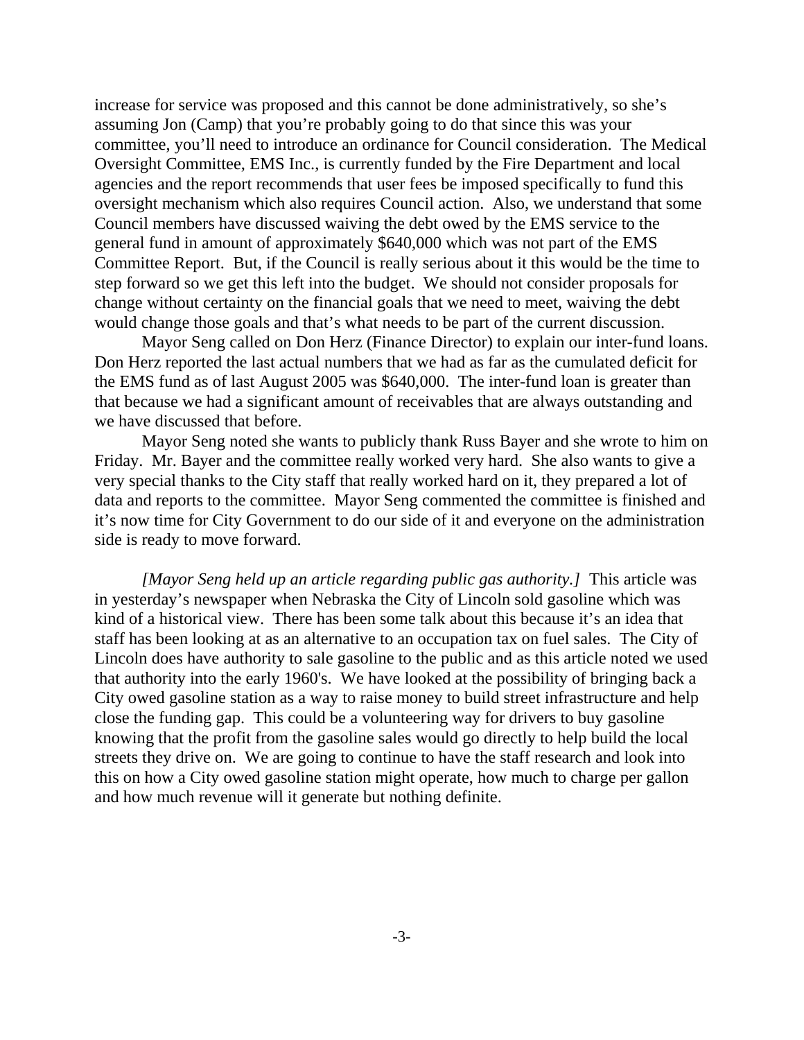increase for service was proposed and this cannot be done administratively, so she's assuming Jon (Camp) that you're probably going to do that since this was your committee, you'll need to introduce an ordinance for Council consideration. The Medical Oversight Committee, EMS Inc., is currently funded by the Fire Department and local agencies and the report recommends that user fees be imposed specifically to fund this oversight mechanism which also requires Council action. Also, we understand that some Council members have discussed waiving the debt owed by the EMS service to the general fund in amount of approximately $640,000 which was not part of the EMS Committee Report. But, if the Council is really serious about it this would be the time to step forward so we get this left into the budget. We should not consider proposals for change without certainty on the financial goals that we need to meet, waiving the debt would change those goals and that's what needs to be part of the current discussion.

Mayor Seng called on Don Herz (Finance Director) to explain our inter-fund loans. Don Herz reported the last actual numbers that we had as far as the cumulated deficit for the EMS fund as of last August 2005 was $640,000. The inter-fund loan is greater than that because we had a significant amount of receivables that are always outstanding and we have discussed that before.

Mayor Seng noted she wants to publicly thank Russ Bayer and she wrote to him on Friday. Mr. Bayer and the committee really worked very hard. She also wants to give a very special thanks to the City staff that really worked hard on it, they prepared a lot of data and reports to the committee. Mayor Seng commented the committee is finished and it's now time for City Government to do our side of it and everyone on the administration side is ready to move forward.

*[Mayor Seng held up an article regarding public gas authority.]* This article was in yesterday's newspaper when Nebraska the City of Lincoln sold gasoline which was kind of a historical view. There has been some talk about this because it's an idea that staff has been looking at as an alternative to an occupation tax on fuel sales. The City of Lincoln does have authority to sale gasoline to the public and as this article noted we used that authority into the early 1960's. We have looked at the possibility of bringing back a City owed gasoline station as a way to raise money to build street infrastructure and help close the funding gap. This could be a volunteering way for drivers to buy gasoline knowing that the profit from the gasoline sales would go directly to help build the local streets they drive on. We are going to continue to have the staff research and look into this on how a City owed gasoline station might operate, how much to charge per gallon and how much revenue will it generate but nothing definite.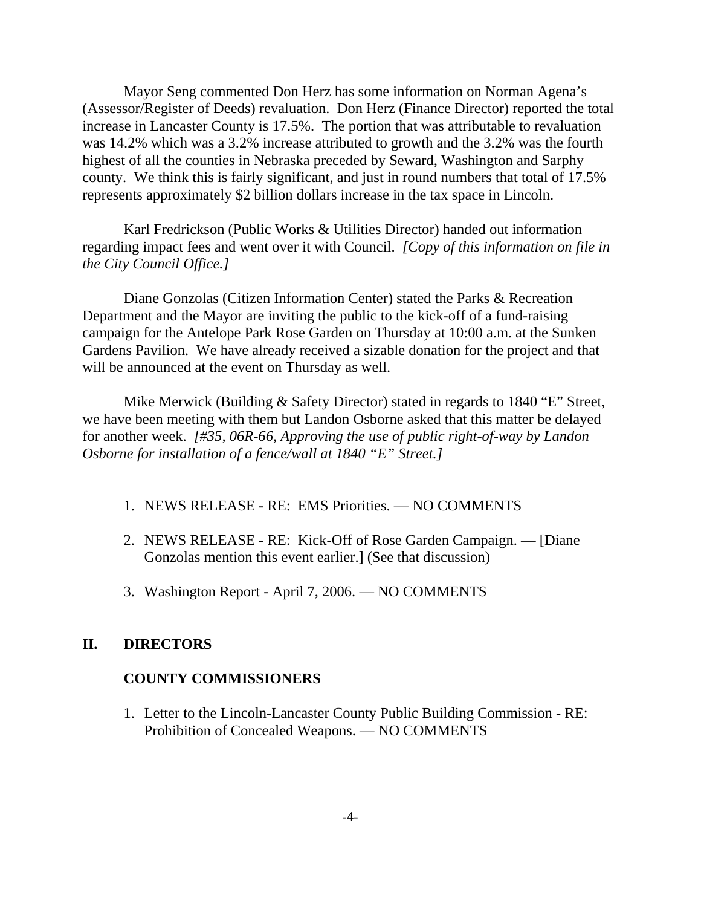Mayor Seng commented Don Herz has some information on Norman Agena's (Assessor/Register of Deeds) revaluation. Don Herz (Finance Director) reported the total increase in Lancaster County is 17.5%. The portion that was attributable to revaluation was 14.2% which was a 3.2% increase attributed to growth and the 3.2% was the fourth highest of all the counties in Nebraska preceded by Seward, Washington and Sarphy county. We think this is fairly significant, and just in round numbers that total of 17.5% represents approximately $2 billion dollars increase in the tax space in Lincoln.

Karl Fredrickson (Public Works & Utilities Director) handed out information regarding impact fees and went over it with Council. *[Copy of this information on file in the City Council Office.]*

Diane Gonzolas (Citizen Information Center) stated the Parks & Recreation Department and the Mayor are inviting the public to the kick-off of a fund-raising campaign for the Antelope Park Rose Garden on Thursday at 10:00 a.m. at the Sunken Gardens Pavilion. We have already received a sizable donation for the project and that will be announced at the event on Thursday as well.

Mike Merwick (Building & Safety Director) stated in regards to 1840 "E" Street, we have been meeting with them but Landon Osborne asked that this matter be delayed for another week. *[#35, 06R-66, Approving the use of public right-of-way by Landon Osborne for installation of a fence/wall at 1840 "E" Street.]*

1. NEWS RELEASE - RE: EMS Priorities. — NO COMMENTS
2. NEWS RELEASE - RE: Kick-Off of Rose Garden Campaign. — [Diane Gonzolas mention this event earlier.] (See that discussion)
3. Washington Report - April 7, 2006. — NO COMMENTS

## II. DIRECTORS

### COUNTY COMMISSIONERS

1. Letter to the Lincoln-Lancaster County Public Building Commission - RE: Prohibition of Concealed Weapons. — NO COMMENTS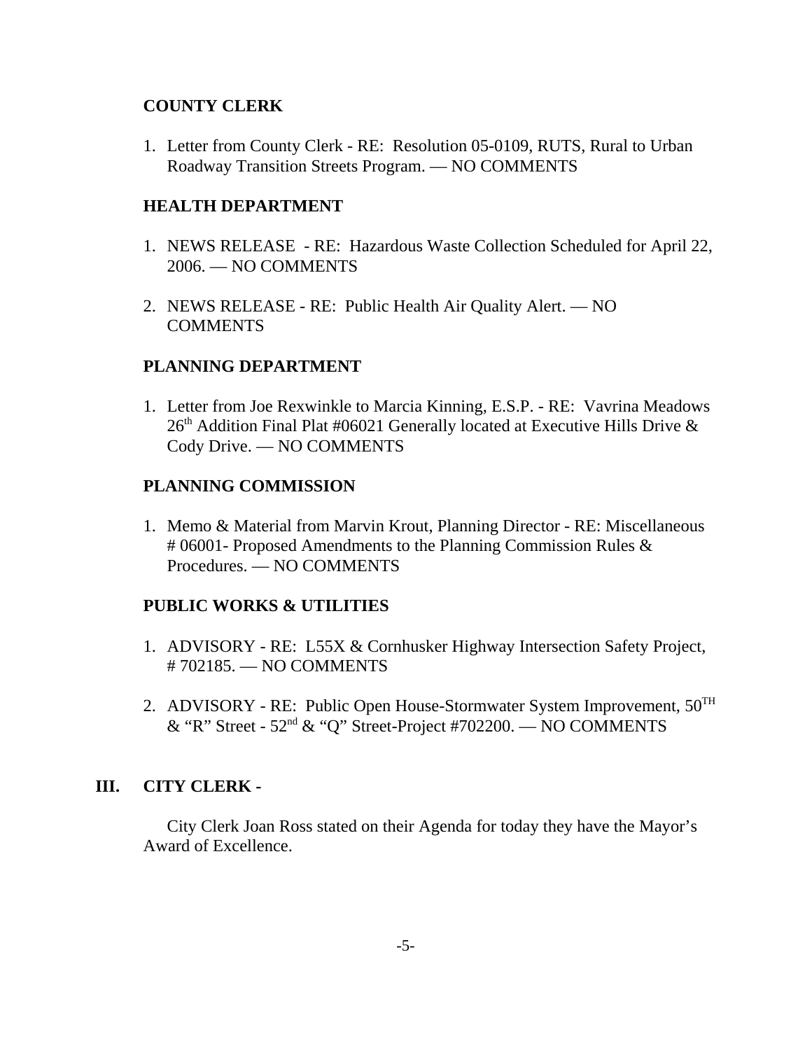**COUNTY CLERK**

1. Letter from County Clerk - RE: Resolution 05-0109, RUTS, Rural to Urban Roadway Transition Streets Program. — NO COMMENTS

**HEALTH DEPARTMENT**

1. NEWS RELEASE - RE: Hazardous Waste Collection Scheduled for April 22, 2006. — NO COMMENTS
2. NEWS RELEASE - RE: Public Health Air Quality Alert. — NO COMMENTS

**PLANNING DEPARTMENT**

1. Letter from Joe Rexwinkle to Marcia Kinning, E.S.P. - RE: Vavrina Meadows 26th Addition Final Plat #06021 Generally located at Executive Hills Drive & Cody Drive. — NO COMMENTS

**PLANNING COMMISSION**

1. Memo & Material from Marvin Krout, Planning Director - RE: Miscellaneous # 06001- Proposed Amendments to the Planning Commission Rules & Procedures. — NO COMMENTS

**PUBLIC WORKS & UTILITIES**

1. ADVISORY - RE: L55X & Cornhusker Highway Intersection Safety Project, # 702185. — NO COMMENTS
2. ADVISORY - RE: Public Open House-Stormwater System Improvement, 50TH & "R" Street - 52nd & "Q" Street-Project #702200. — NO COMMENTS

## III. CITY CLERK -

City Clerk Joan Ross stated on their Agenda for today they have the Mayor's Award of Excellence.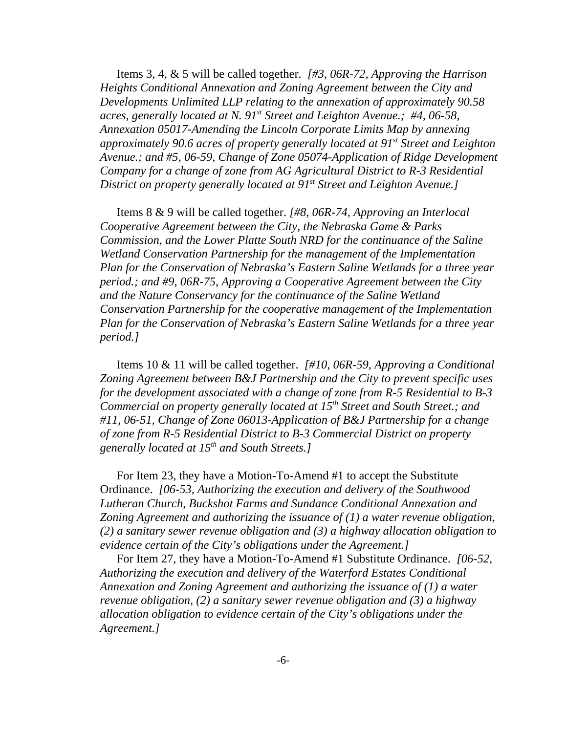Items 3, 4, & 5 will be called together. *[#3, 06R-72, Approving the Harrison Heights Conditional Annexation and Zoning Agreement between the City and Developments Unlimited LLP relating to the annexation of approximately 90.58 acres, generally located at N. 91st Street and Leighton Avenue.; #4, 06-58, Annexation 05017-Amending the Lincoln Corporate Limits Map by annexing approximately 90.6 acres of property generally located at 91st Street and Leighton Avenue.; and #5, 06-59, Change of Zone 05074-Application of Ridge Development Company for a change of zone from AG Agricultural District to R-3 Residential District on property generally located at 91st Street and Leighton Avenue.]*

Items 8 & 9 will be called together. *[#8, 06R-74, Approving an Interlocal Cooperative Agreement between the City, the Nebraska Game & Parks Commission, and the Lower Platte South NRD for the continuance of the Saline Wetland Conservation Partnership for the management of the Implementation Plan for the Conservation of Nebraska's Eastern Saline Wetlands for a three year period.; and #9, 06R-75, Approving a Cooperative Agreement between the City and the Nature Conservancy for the continuance of the Saline Wetland Conservation Partnership for the cooperative management of the Implementation Plan for the Conservation of Nebraska's Eastern Saline Wetlands for a three year period.]*

Items 10 & 11 will be called together. *[#10, 06R-59, Approving a Conditional Zoning Agreement between B&J Partnership and the City to prevent specific uses for the development associated with a change of zone from R-5 Residential to B-3 Commercial on property generally located at 15th Street and South Street.; and #11, 06-51, Change of Zone 06013-Application of B&J Partnership for a change of zone from R-5 Residential District to B-3 Commercial District on property generally located at 15th and South Streets.]*

For Item 23, they have a Motion-To-Amend #1 to accept the Substitute Ordinance. *[06-53, Authorizing the execution and delivery of the Southwood Lutheran Church, Buckshot Farms and Sundance Conditional Annexation and Zoning Agreement and authorizing the issuance of (1) a water revenue obligation, (2) a sanitary sewer revenue obligation and (3) a highway allocation obligation to evidence certain of the City's obligations under the Agreement.]*

For Item 27, they have a Motion-To-Amend #1 Substitute Ordinance. *[06-52, Authorizing the execution and delivery of the Waterford Estates Conditional Annexation and Zoning Agreement and authorizing the issuance of (1) a water revenue obligation, (2) a sanitary sewer revenue obligation and (3) a highway allocation obligation to evidence certain of the City's obligations under the Agreement.]*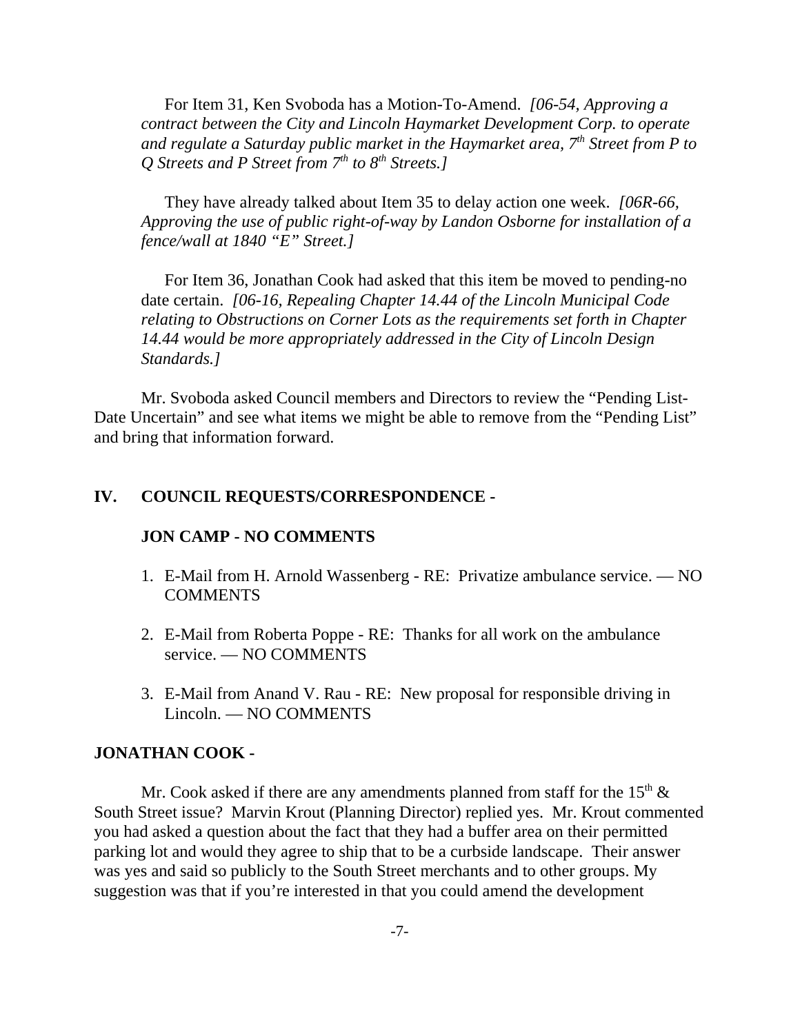For Item 31, Ken Svoboda has a Motion-To-Amend. *[06-54, Approving a contract between the City and Lincoln Haymarket Development Corp. to operate and regulate a Saturday public market in the Haymarket area, 7th Street from P to Q Streets and P Street from 7th to 8th Streets.]*

They have already talked about Item 35 to delay action one week. *[06R-66, Approving the use of public right-of-way by Landon Osborne for installation of a fence/wall at 1840 "E" Street.]*

For Item 36, Jonathan Cook had asked that this item be moved to pending-no date certain. *[06-16, Repealing Chapter 14.44 of the Lincoln Municipal Code relating to Obstructions on Corner Lots as the requirements set forth in Chapter 14.44 would be more appropriately addressed in the City of Lincoln Design Standards.]*

Mr. Svoboda asked Council members and Directors to review the "Pending List-Date Uncertain" and see what items we might be able to remove from the "Pending List" and bring that information forward.

## IV. COUNCIL REQUESTS/CORRESPONDENCE -

### JON CAMP - NO COMMENTS

1. E-Mail from H. Arnold Wassenberg - RE: Privatize ambulance service. — NO COMMENTS
2. E-Mail from Roberta Poppe - RE: Thanks for all work on the ambulance service. — NO COMMENTS
3. E-Mail from Anand V. Rau - RE: New proposal for responsible driving in Lincoln. — NO COMMENTS

### JONATHAN COOK -

Mr. Cook asked if there are any amendments planned from staff for the 15th & South Street issue? Marvin Krout (Planning Director) replied yes. Mr. Krout commented you had asked a question about the fact that they had a buffer area on their permitted parking lot and would they agree to ship that to be a curbside landscape. Their answer was yes and said so publicly to the South Street merchants and to other groups. My suggestion was that if you're interested in that you could amend the development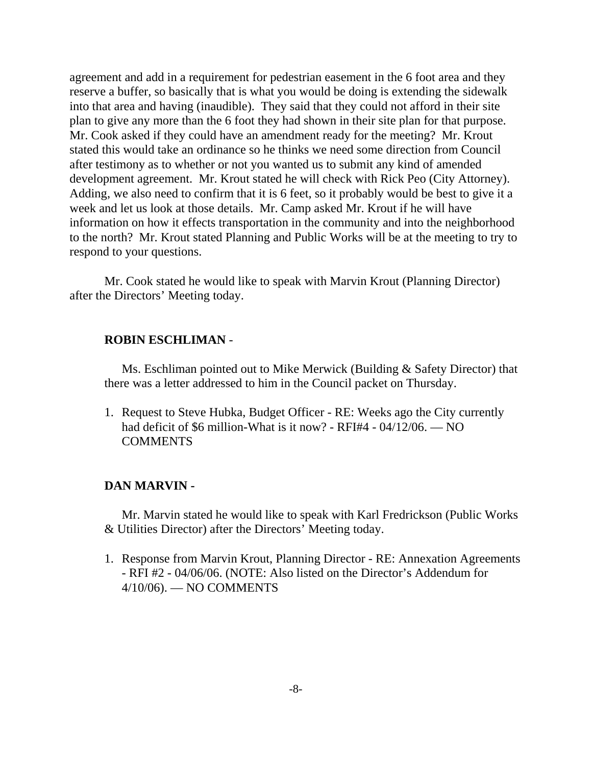agreement and add in a requirement for pedestrian easement in the 6 foot area and they reserve a buffer, so basically that is what you would be doing is extending the sidewalk into that area and having (inaudible). They said that they could not afford in their site plan to give any more than the 6 foot they had shown in their site plan for that purpose. Mr. Cook asked if they could have an amendment ready for the meeting? Mr. Krout stated this would take an ordinance so he thinks we need some direction from Council after testimony as to whether or not you wanted us to submit any kind of amended development agreement. Mr. Krout stated he will check with Rick Peo (City Attorney). Adding, we also need to confirm that it is 6 feet, so it probably would be best to give it a week and let us look at those details. Mr. Camp asked Mr. Krout if he will have information on how it effects transportation in the community and into the neighborhood to the north? Mr. Krout stated Planning and Public Works will be at the meeting to try to respond to your questions.

Mr. Cook stated he would like to speak with Marvin Krout (Planning Director) after the Directors' Meeting today.

**ROBIN ESCHLIMAN** -

Ms. Eschliman pointed out to Mike Merwick (Building & Safety Director) that there was a letter addressed to him in the Council packet on Thursday.

1. Request to Steve Hubka, Budget Officer - RE: Weeks ago the City currently had deficit of $6 million-What is it now? - RFI#4 - 04/12/06. — NO COMMENTS

**DAN MARVIN -**

Mr. Marvin stated he would like to speak with Karl Fredrickson (Public Works & Utilities Director) after the Directors' Meeting today.

1. Response from Marvin Krout, Planning Director - RE: Annexation Agreements - RFI #2 - 04/06/06. (NOTE: Also listed on the Director's Addendum for 4/10/06). — NO COMMENTS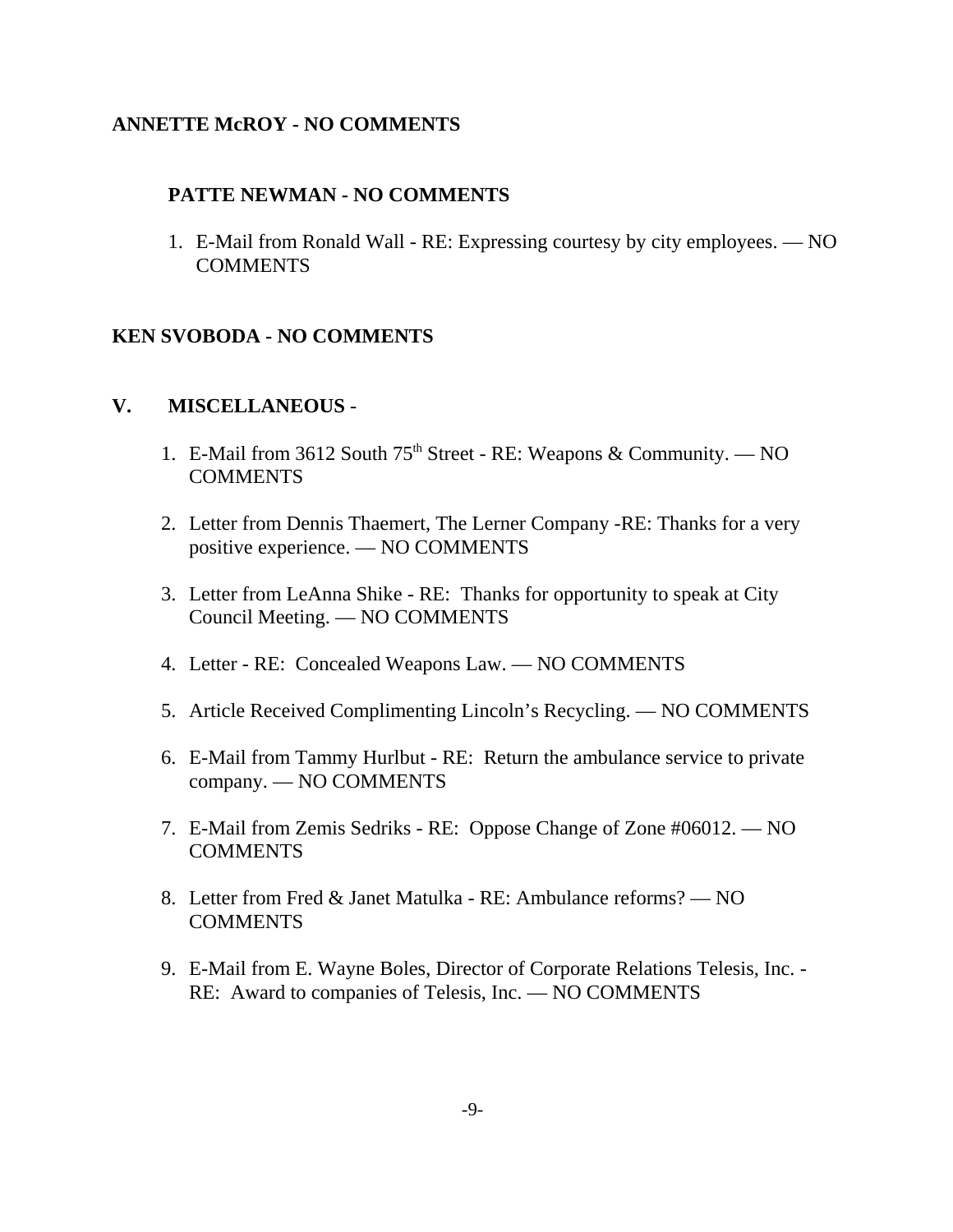**ANNETTE McROY - NO COMMENTS**

**PATTE NEWMAN - NO COMMENTS**

1. E-Mail from Ronald Wall - RE: Expressing courtesy by city employees. — NO COMMENTS

**KEN SVOBODA - NO COMMENTS**

## V. MISCELLANEOUS -

1. E-Mail from 3612 South 75th Street - RE: Weapons & Community. — NO COMMENTS

2. Letter from Dennis Thaemert, The Lerner Company -RE: Thanks for a very positive experience. — NO COMMENTS

3. Letter from LeAnna Shike - RE: Thanks for opportunity to speak at City Council Meeting. — NO COMMENTS

4. Letter - RE: Concealed Weapons Law. — NO COMMENTS

5. Article Received Complimenting Lincoln's Recycling. — NO COMMENTS

6. E-Mail from Tammy Hurlbut - RE: Return the ambulance service to private company. — NO COMMENTS

7. E-Mail from Zemis Sedriks - RE: Oppose Change of Zone #06012. — NO COMMENTS

8. Letter from Fred & Janet Matulka - RE: Ambulance reforms? — NO COMMENTS

9. E-Mail from E. Wayne Boles, Director of Corporate Relations Telesis, Inc. - RE: Award to companies of Telesis, Inc. — NO COMMENTS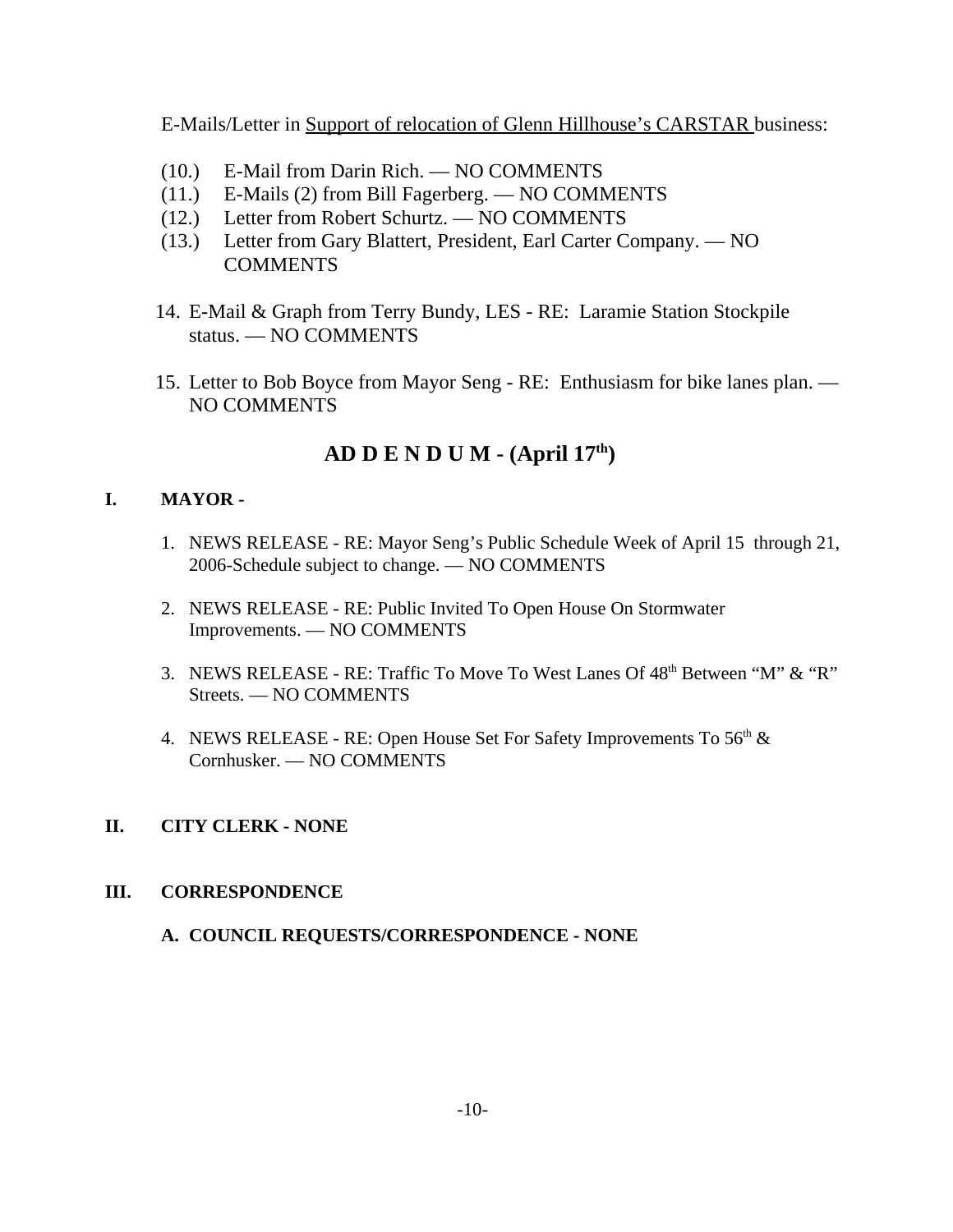E-Mails/Letter in Support of relocation of Glenn Hillhouse's CARSTAR business:

(10.) E-Mail from Darin Rich. — NO COMMENTS
(11.) E-Mails (2) from Bill Fagerberg. — NO COMMENTS
(12.) Letter from Robert Schurtz. — NO COMMENTS
(13.) Letter from Gary Blattert, President, Earl Carter Company. — NO COMMENTS

14. E-Mail & Graph from Terry Bundy, LES - RE: Laramie Station Stockpile status. — NO COMMENTS

15. Letter to Bob Boyce from Mayor Seng - RE: Enthusiasm for bike lanes plan. — NO COMMENTS

## AD D E N D U M - (April 17th)

**I. MAYOR -**

1. NEWS RELEASE - RE: Mayor Seng's Public Schedule Week of April 15 through 21, 2006-Schedule subject to change. — NO COMMENTS

2. NEWS RELEASE - RE: Public Invited To Open House On Stormwater Improvements. — NO COMMENTS

3. NEWS RELEASE - RE: Traffic To Move To West Lanes Of 48th Between "M" & "R" Streets. — NO COMMENTS

4. NEWS RELEASE - RE: Open House Set For Safety Improvements To 56th & Cornhusker. — NO COMMENTS

**II. CITY CLERK - NONE**

**III. CORRESPONDENCE**

**A. COUNCIL REQUESTS/CORRESPONDENCE - NONE**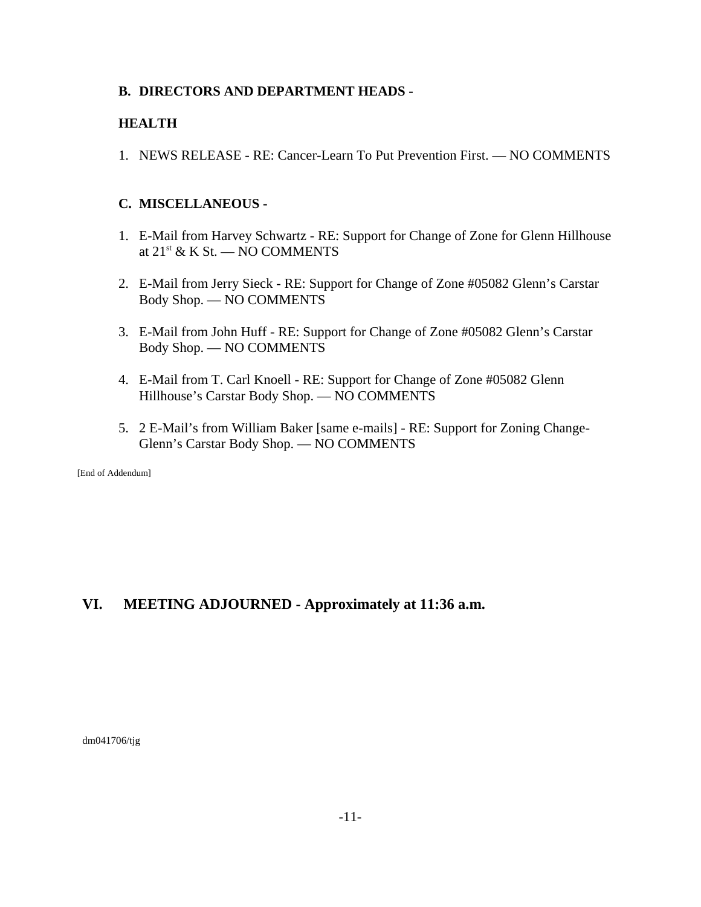**B. DIRECTORS AND DEPARTMENT HEADS -**

**HEALTH**

1. NEWS RELEASE - RE: Cancer-Learn To Put Prevention First. — NO COMMENTS

**C. MISCELLANEOUS -**

1. E-Mail from Harvey Schwartz - RE: Support for Change of Zone for Glenn Hillhouse at 21st & K St. — NO COMMENTS

2. E-Mail from Jerry Sieck - RE: Support for Change of Zone #05082 Glenn's Carstar Body Shop. — NO COMMENTS

3. E-Mail from John Huff - RE: Support for Change of Zone #05082 Glenn's Carstar Body Shop. — NO COMMENTS

4. E-Mail from T. Carl Knoell - RE: Support for Change of Zone #05082 Glenn Hillhouse's Carstar Body Shop. — NO COMMENTS

5. 2 E-Mail's from William Baker [same e-mails] - RE: Support for Zoning Change-Glenn's Carstar Body Shop. — NO COMMENTS

[End of Addendum]

## VI. MEETING ADJOURNED - Approximately at 11:36 a.m.

dm041706/tjg